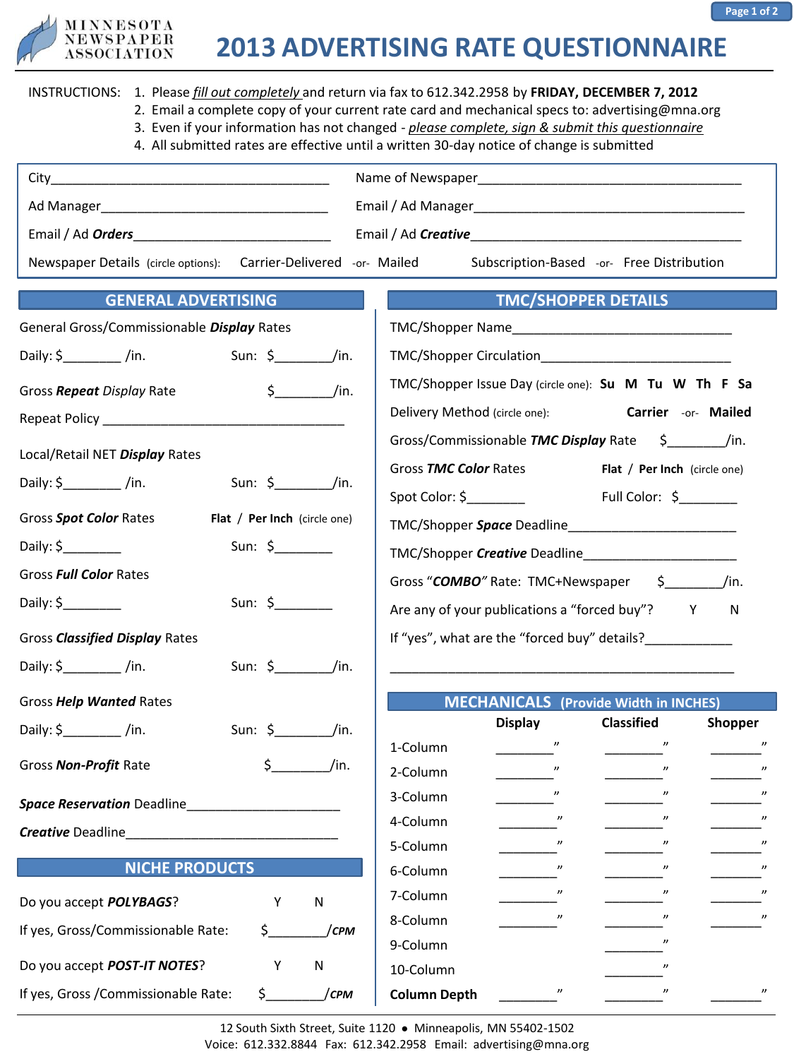MINNESOTA NEWSPAPER ASSOCIATION

# 2013 ADVERTISING RATE QUESTIONNAIRE

INSTRUCTIONS:
1. Please *fill out completely* and return via fax to 612.342.2958 by **FRIDAY, DECEMBER 7, 2012**
2. Email a complete copy of your current rate card and mechanical specs to: advertising@mna.org
3. Even if your information has not changed - *please complete, sign & submit this questionnaire*
4. All submitted rates are effective until a written 30-day notice of change is submitted

City_______________________________________ Name of Newspaper_______________________________________

Ad Manager_________________________________ Email / Ad Manager______________________________________

Email / Ad ***Orders***___________________________ Email / Ad ***Creative***_________________________________

Newspaper Details (circle options): Carrier-Delivered -or- Mailed Subscription-Based -or- Free Distribution

## GENERAL ADVERTISING

General Gross/Commissionable ***Display*** Rates

Daily: $________ /in. Sun: $________/in.

Gross ***Repeat*** *Display* Rate $________/in.

Repeat Policy ___________________________________

Local/Retail NET ***Display*** Rates

Daily: $________ /in. Sun: $________/in.

Gross ***Spot Color*** Rates **Flat** / **Per Inch** (circle one)

Daily: $________ Sun: $________

Gross ***Full Color*** Rates

Daily: $________ Sun: $________

Gross ***Classified Display*** Rates

Daily: $________ /in. Sun: $________/in.

Gross ***Help Wanted*** Rates

Daily: $________ /in. Sun: $________/in.

Gross ***Non-Profit*** Rate $________/in.

***Space Reservation*** Deadline______________________

***Creative*** Deadline_____________________________

## NICHE PRODUCTS

Do you accept ***POLYBAGS***? Y N

If yes, Gross/Commissionable Rate: $________/*CPM*

Do you accept ***POST-IT NOTES***? Y N

If yes, Gross /Commissionable Rate: $________/*CPM*

## TMC/SHOPPER DETAILS

TMC/Shopper Name_______________________________

TMC/Shopper Circulation__________________________

TMC/Shopper Issue Day (circle one): **Su M Tu W Th F Sa**

Delivery Method (circle one): **Carrier** -or- **Mailed**

Gross/Commissionable ***TMC Display*** Rate $________/in.

Gross ***TMC Color*** Rates **Flat** / **Per Inch** (circle one)

Spot Color: $________ Full Color: $________

TMC/Shopper ***Space*** Deadline_______________________

TMC/Shopper ***Creative*** Deadline_____________________

Gross "***COMBO***" Rate: TMC+Newspaper $________/in.

Are any of your publications a "forced buy"? Y N

If "yes", what are the "forced buy" details?____________

_____________________________________________

## MECHANICALS (Provide Width in INCHES)

| | Display | Classified | Shopper |
|---|---|---|---|
| 1-Column | ________" | ________" | _______" |
| 2-Column | ________" | ________" | _______" |
| 3-Column | ________" | ________" | _______" |
| 4-Column | ________" | ________" | _______" |
| 5-Column | ________" | ________" | _______" |
| 6-Column | ________" | ________" | _______" |
| 7-Column | ________" | ________" | _______" |
| 8-Column | ________" | ________" | _______" |
| 9-Column | | ________" | |
| 10-Column | | ________" | |
| **Column Depth** | ________" | ________" | _______" |

12 South Sixth Street, Suite 1120 • Minneapolis, MN 55402-1502
Voice: 612.332.8844 Fax: 612.342.2958 Email: advertising@mna.org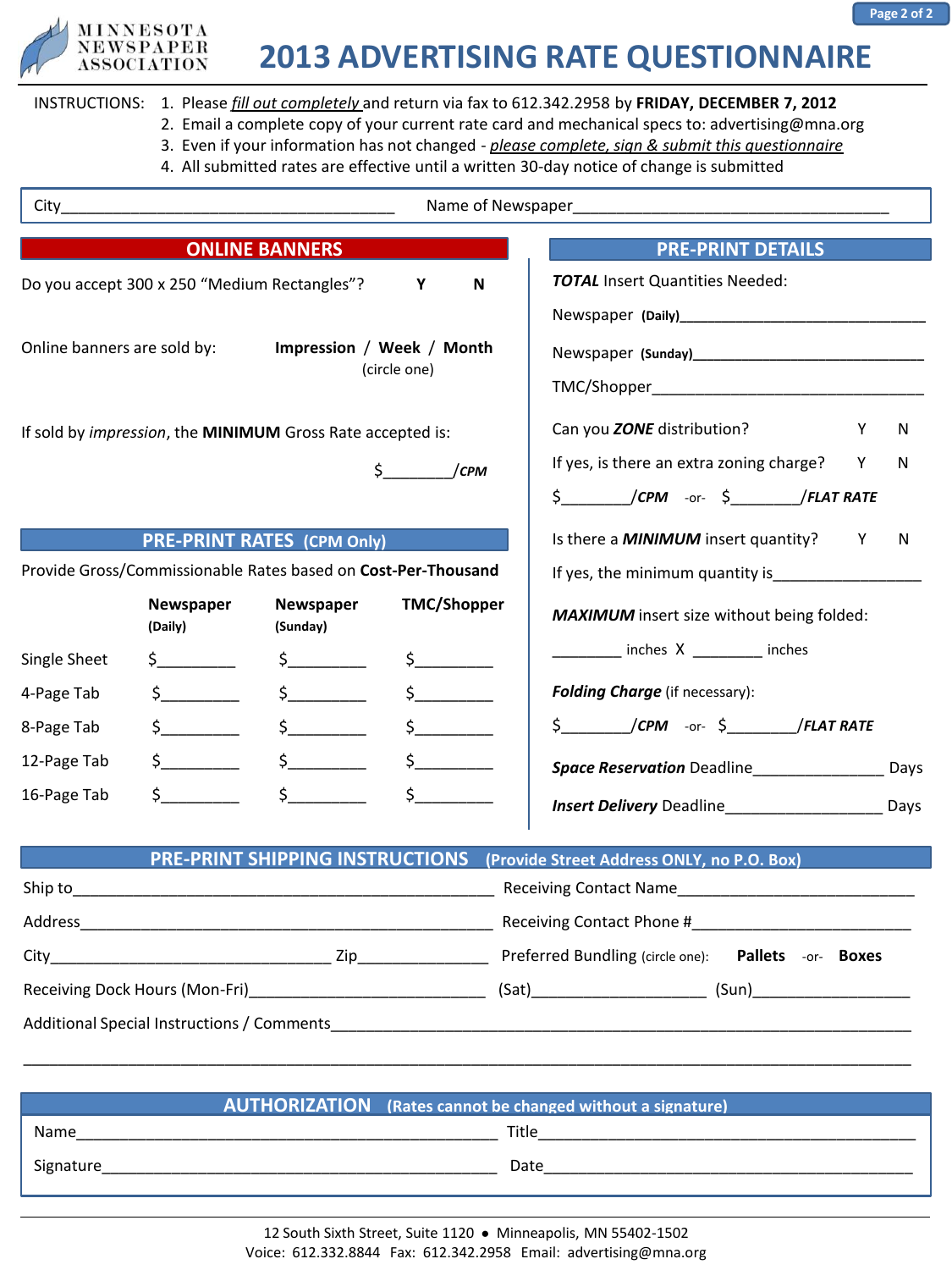MINNESOTA NEWSPAPER ASSOCIATION

# 2013 ADVERTISING RATE QUESTIONNAIRE

INSTRUCTIONS:
1. Please _fill out completely_ and return via fax to 612.342.2958 by **FRIDAY, DECEMBER 7, 2012**
2. Email a complete copy of your current rate card and mechanical specs to: advertising@mna.org
3. Even if your information has not changed - _please complete, sign & submit this questionnaire_
4. All submitted rates are effective until a written 30-day notice of change is submitted

City________________________________________ Name of Newspaper______________________________________

## ONLINE BANNERS

Do you accept 300 x 250 "Medium Rectangles"? **Y** **N**

Online banners are sold by: **Impression** / **Week** / **Month** (circle one)

If sold by _impression_, the **MINIMUM** Gross Rate accepted is:

$________/_CPM_

## PRE-PRINT RATES (CPM Only)

Provide Gross/Commissionable Rates based on **Cost-Per-Thousand**

| | Newspaper (Daily) | Newspaper (Sunday) | TMC/Shopper |
|---|---|---|---|
| Single Sheet | $_________ | $_________ | $_________ |
| 4-Page Tab | $_________ | $_________ | $_________ |
| 8-Page Tab | $_________ | $_________ | $_________ |
| 12-Page Tab | $_________ | $_________ | $_________ |
| 16-Page Tab | $_________ | $_________ | $_________ |

## PRE-PRINT DETAILS

_**TOTAL**_ Insert Quantities Needed:

Newspaper **(Daily)**______________________________

Newspaper **(Sunday)**______________________________

TMC/Shopper________________________________

Can you _**ZONE**_ distribution? Y N

If yes, is there an extra zoning charge? Y N

$________/_**CPM**_ -or- $________/_**FLAT RATE**_

Is there a _**MINIMUM**_ insert quantity? Y N

If yes, the minimum quantity is_________________

_**MAXIMUM**_ insert size without being folded:

________ inches X ________ inches

_**Folding Charge**_ (if necessary):

$________/_**CPM**_ -or- $________/_**FLAT RATE**_

_**Space Reservation**_ Deadline_______________ Days

_**Insert Delivery**_ Deadline__________________ Days

## PRE-PRINT SHIPPING INSTRUCTIONS (Provide Street Address ONLY, no P.O. Box)

Ship to_______________________________________________ Receiving Contact Name___________________________

Address______________________________________________ Receiving Contact Phone #_________________________

City________________________________ Zip_______________ Preferred Bundling (circle one): **Pallets** -or- **Boxes**

Receiving Dock Hours (Mon-Fri)____________________________ (Sat)____________________ (Sun)__________________

Additional Special Instructions / Comments_________________________________________________________________

______________________________________________________________________________________________

## AUTHORIZATION (Rates cannot be changed without a signature)

Name_______________________________________________ Title_________________________________________

Signature____________________________________________ Date_________________________________________

12 South Sixth Street, Suite 1120 ● Minneapolis, MN 55402-1502
Voice: 612.332.8844 Fax: 612.342.2958 Email: advertising@mna.org